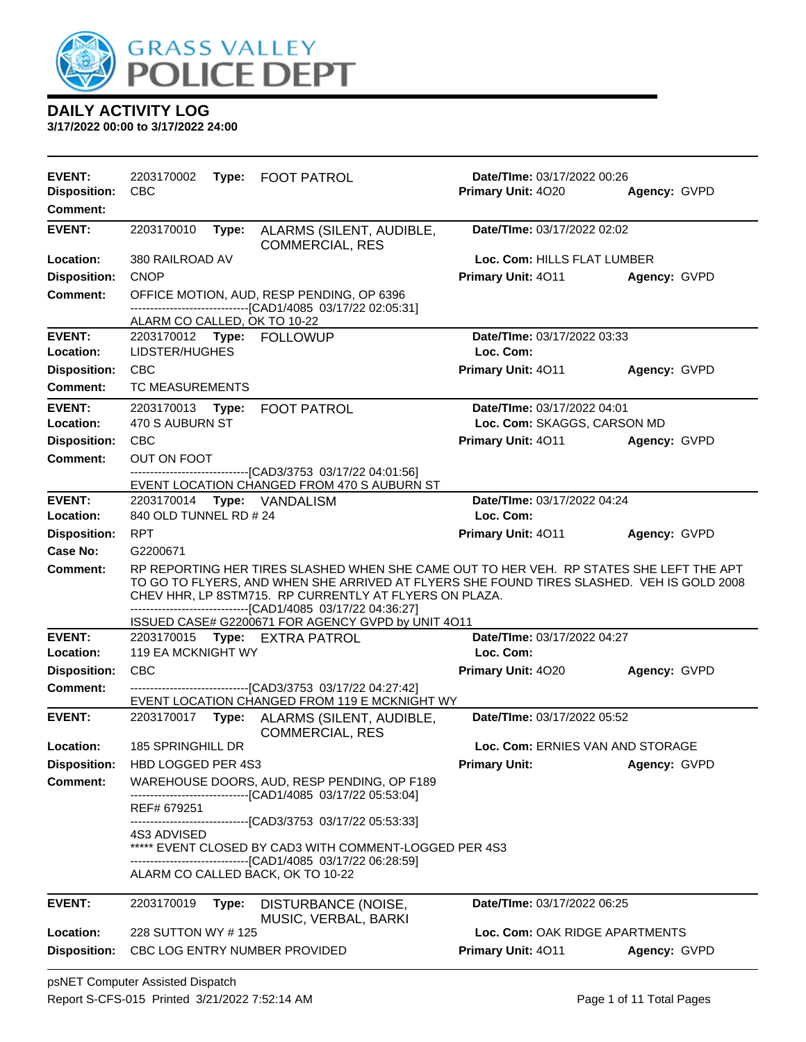# GRASS VALLEY POLICE DEPT

## DAILY ACTIVITY LOG

**3/17/2022 00:00 to 3/17/2022 24:00**

| | | | |
|---|---|---|---|
| **EVENT:** 2203170002 **Type:** FOOT PATROL | **Date/TIme:** 03/17/2022 00:26 | | |
| **Disposition:** CBC | **Primary Unit:** 4O20 | **Agency:** GVPD | |
| **Comment:** | | | |

---

**EVENT:** 2203170010 **Type:** ALARMS (SILENT, AUDIBLE, COMMERCIAL, RES — **Date/TIme:** 03/17/2022 02:02
**Location:** 380 RAILROAD AV — **Loc. Com:** HILLS FLAT LUMBER
**Disposition:** CNOP — **Primary Unit:** 4O11 — **Agency:** GVPD
**Comment:** OFFICE MOTION, AUD, RESP PENDING, OP 6396
------------------------------[CAD1/4085 03/17/22 02:05:31]
ALARM CO CALLED, OK TO 10-22

---

**EVENT:** 2203170012 **Type:** FOLLOWUP — **Date/TIme:** 03/17/2022 03:33
**Location:** LIDSTER/HUGHES — **Loc. Com:**
**Disposition:** CBC — **Primary Unit:** 4O11 — **Agency:** GVPD
**Comment:** TC MEASUREMENTS

---

**EVENT:** 2203170013 **Type:** FOOT PATROL — **Date/TIme:** 03/17/2022 04:01
**Location:** 470 S AUBURN ST — **Loc. Com:** SKAGGS, CARSON MD
**Disposition:** CBC — **Primary Unit:** 4O11 — **Agency:** GVPD
**Comment:** OUT ON FOOT
------------------------------[CAD3/3753 03/17/22 04:01:56]
EVENT LOCATION CHANGED FROM 470 S AUBURN ST

---

**EVENT:** 2203170014 **Type:** VANDALISM — **Date/TIme:** 03/17/2022 04:24
**Location:** 840 OLD TUNNEL RD # 24 — **Loc. Com:**
**Disposition:** RPT — **Primary Unit:** 4O11 — **Agency:** GVPD
**Case No:** G2200671
**Comment:** RP REPORTING HER TIRES SLASHED WHEN SHE CAME OUT TO HER VEH. RP STATES SHE LEFT THE APT TO GO TO FLYERS, AND WHEN SHE ARRIVED AT FLYERS SHE FOUND TIRES SLASHED. VEH IS GOLD 2008 CHEV HHR, LP 8STM715. RP CURRENTLY AT FLYERS ON PLAZA.
------------------------------[CAD1/4085 03/17/22 04:36:27]
ISSUED CASE# G2200671 FOR AGENCY GVPD by UNIT 4O11

---

**EVENT:** 2203170015 **Type:** EXTRA PATROL — **Date/TIme:** 03/17/2022 04:27
**Location:** 119 EA MCKNIGHT WY — **Loc. Com:**
**Disposition:** CBC — **Primary Unit:** 4O20 — **Agency:** GVPD
**Comment:** ------------------------------[CAD3/3753 03/17/22 04:27:42]
EVENT LOCATION CHANGED FROM 119 E MCKNIGHT WY

---

**EVENT:** 2203170017 **Type:** ALARMS (SILENT, AUDIBLE, COMMERCIAL, RES — **Date/TIme:** 03/17/2022 05:52
**Location:** 185 SPRINGHILL DR — **Loc. Com:** ERNIES VAN AND STORAGE
**Disposition:** HBD LOGGED PER 4S3 — **Primary Unit:** — **Agency:** GVPD
**Comment:** WAREHOUSE DOORS, AUD, RESP PENDING, OP F189
------------------------------[CAD1/4085 03/17/22 05:53:04]
REF# 679251
------------------------------[CAD3/3753 03/17/22 05:53:33]
4S3 ADVISED
***** EVENT CLOSED BY CAD3 WITH COMMENT-LOGGED PER 4S3
------------------------------[CAD1/4085 03/17/22 06:28:59]
ALARM CO CALLED BACK, OK TO 10-22

---

**EVENT:** 2203170019 **Type:** DISTURBANCE (NOISE, MUSIC, VERBAL, BARKI — **Date/TIme:** 03/17/2022 06:25
**Location:** 228 SUTTON WY # 125 — **Loc. Com:** OAK RIDGE APARTMENTS
**Disposition:** CBC LOG ENTRY NUMBER PROVIDED — **Primary Unit:** 4O11 — **Agency:** GVPD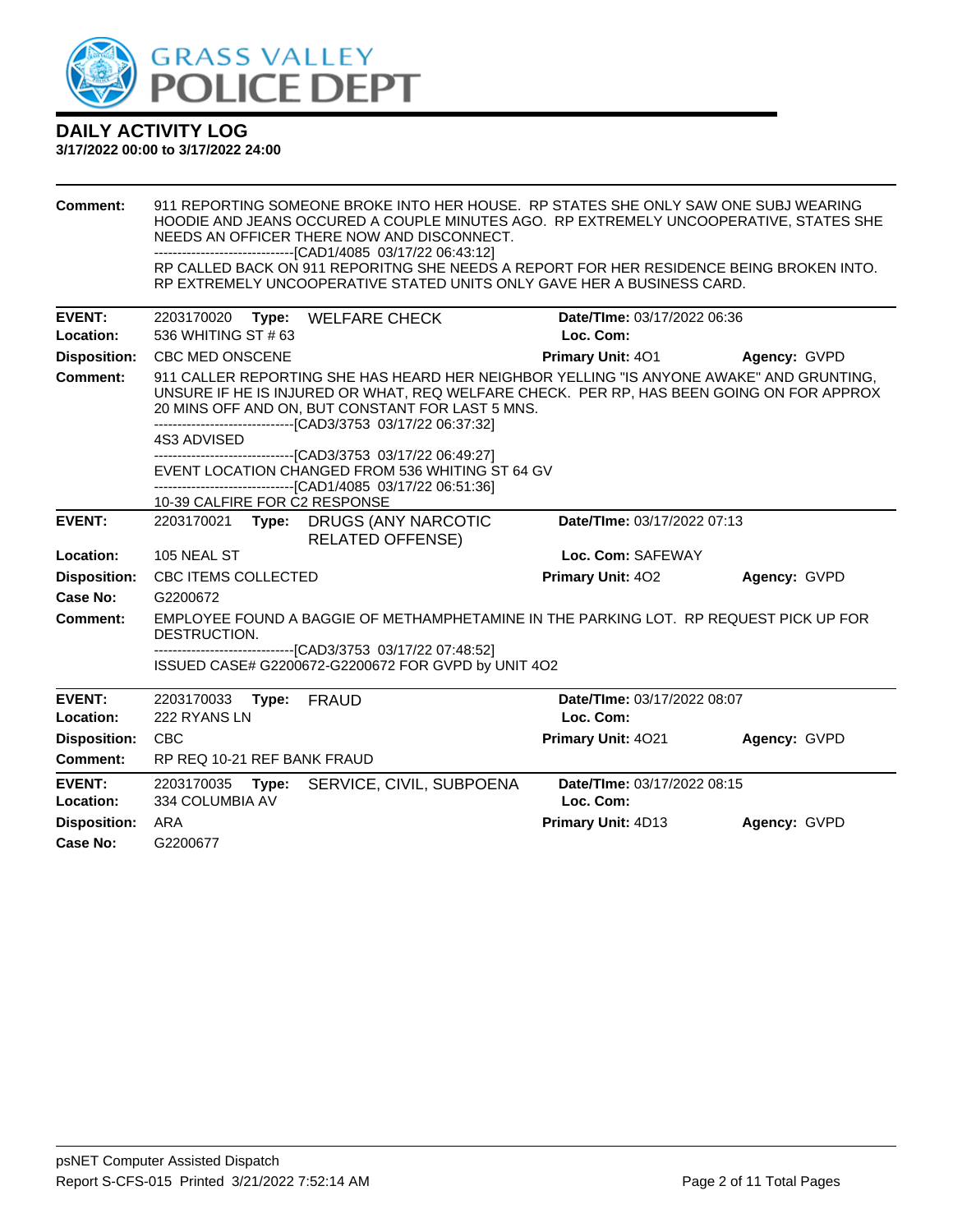## DAILY ACTIVITY LOG
**3/17/2022 00:00 to 3/17/2022 24:00**

**Comment:** 911 REPORTING SOMEONE BROKE INTO HER HOUSE. RP STATES SHE ONLY SAW ONE SUBJ WEARING HOODIE AND JEANS OCCURED A COUPLE MINUTES AGO. RP EXTREMELY UNCOOPERATIVE, STATES SHE NEEDS AN OFFICER THERE NOW AND DISCONNECT.
------------------------------[CAD1/4085 03/17/22 06:43:12]
RP CALLED BACK ON 911 REPORITNG SHE NEEDS A REPORT FOR HER RESIDENCE BEING BROKEN INTO. RP EXTREMELY UNCOOPERATIVE STATED UNITS ONLY GAVE HER A BUSINESS CARD.

---

**EVENT:** 2203170020 **Type:** WELFARE CHECK **Date/TIme:** 03/17/2022 06:36
**Location:** 536 WHITING ST # 63 **Loc. Com:**
**Disposition:** CBC MED ONSCENE **Primary Unit:** 4O1 **Agency:** GVPD
**Comment:** 911 CALLER REPORTING SHE HAS HEARD HER NEIGHBOR YELLING "IS ANYONE AWAKE" AND GRUNTING, UNSURE IF HE IS INJURED OR WHAT, REQ WELFARE CHECK. PER RP, HAS BEEN GOING ON FOR APPROX 20 MINS OFF AND ON, BUT CONSTANT FOR LAST 5 MNS.
------------------------------[CAD3/3753 03/17/22 06:37:32]
4S3 ADVISED
------------------------------[CAD3/3753 03/17/22 06:49:27]
EVENT LOCATION CHANGED FROM 536 WHITING ST 64 GV
------------------------------[CAD1/4085 03/17/22 06:51:36]
10-39 CALFIRE FOR C2 RESPONSE

---

**EVENT:** 2203170021 **Type:** DRUGS (ANY NARCOTIC RELATED OFFENSE) **Date/TIme:** 03/17/2022 07:13
**Location:** 105 NEAL ST **Loc. Com:** SAFEWAY
**Disposition:** CBC ITEMS COLLECTED **Primary Unit:** 4O2 **Agency:** GVPD
**Case No:** G2200672
**Comment:** EMPLOYEE FOUND A BAGGIE OF METHAMPHETAMINE IN THE PARKING LOT. RP REQUEST PICK UP FOR DESTRUCTION.
------------------------------[CAD3/3753 03/17/22 07:48:52]
ISSUED CASE# G2200672-G2200672 FOR GVPD by UNIT 4O2

---

**EVENT:** 2203170033 **Type:** FRAUD **Date/TIme:** 03/17/2022 08:07
**Location:** 222 RYANS LN **Loc. Com:**
**Disposition:** CBC **Primary Unit:** 4O21 **Agency:** GVPD
**Comment:** RP REQ 10-21 REF BANK FRAUD

---

**EVENT:** 2203170035 **Type:** SERVICE, CIVIL, SUBPOENA **Date/TIme:** 03/17/2022 08:15
**Location:** 334 COLUMBIA AV **Loc. Com:**
**Disposition:** ARA **Primary Unit:** 4D13 **Agency:** GVPD
**Case No:** G2200677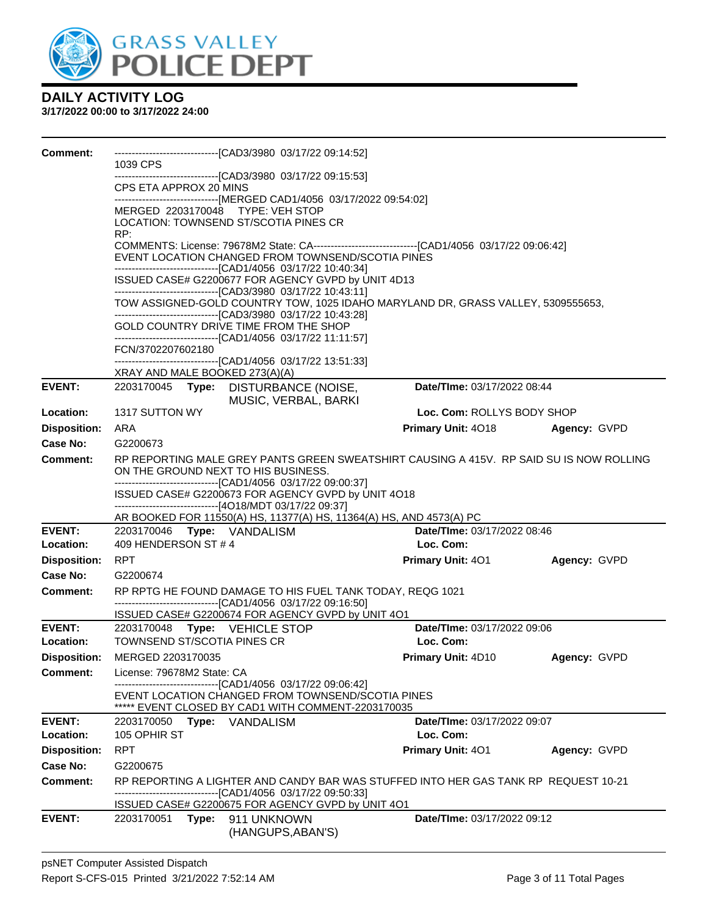# DAILY ACTIVITY LOG

**3/17/2022 00:00 to 3/17/2022 24:00**

**Comment:**
------------------------------[CAD3/3980 03/17/22 09:14:52]
1039 CPS
------------------------------[CAD3/3980 03/17/22 09:15:53]
CPS ETA APPROX 20 MINS
------------------------------[MERGED CAD1/4056 03/17/2022 09:54:02]
MERGED 2203170048 TYPE: VEH STOP
LOCATION: TOWNSEND ST/SCOTIA PINES CR
RP:
COMMENTS: License: 79678M2 State: CA------------------------------[CAD1/4056 03/17/22 09:06:42]
EVENT LOCATION CHANGED FROM TOWNSEND/SCOTIA PINES
------------------------------[CAD1/4056 03/17/22 10:40:34]
ISSUED CASE# G2200677 FOR AGENCY GVPD by UNIT 4D13
------------------------------[CAD3/3980 03/17/22 10:43:11]
TOW ASSIGNED-GOLD COUNTRY TOW, 1025 IDAHO MARYLAND DR, GRASS VALLEY, 5309555653,
------------------------------[CAD3/3980 03/17/22 10:43:28]
GOLD COUNTRY DRIVE TIME FROM THE SHOP
------------------------------[CAD1/4056 03/17/22 11:11:57]
FCN/3702207602180
------------------------------[CAD1/4056 03/17/22 13:51:33]
XRAY AND MALE BOOKED 273(A)(A)

---

**EVENT:** 2203170045 **Type:** DISTURBANCE (NOISE, MUSIC, VERBAL, BARKI **Date/TIme:** 03/17/2022 08:44
**Location:** 1317 SUTTON WY **Loc. Com:** ROLLYS BODY SHOP
**Disposition:** ARA **Primary Unit:** 4O18 **Agency:** GVPD
**Case No:** G2200673
**Comment:** RP REPORTING MALE GREY PANTS GREEN SWEATSHIRT CAUSING A 415V. RP SAID SU IS NOW ROLLING ON THE GROUND NEXT TO HIS BUSINESS.
------------------------------[CAD1/4056 03/17/22 09:00:37]
ISSUED CASE# G2200673 FOR AGENCY GVPD by UNIT 4O18
------------------------------[4O18/MDT 03/17/22 09:37]
AR BOOKED FOR 11550(A) HS, 11377(A) HS, 11364(A) HS, AND 4573(A) PC

---

**EVENT:** 2203170046 **Type:** VANDALISM **Date/TIme:** 03/17/2022 08:46
**Location:** 409 HENDERSON ST # 4 **Loc. Com:**
**Disposition:** RPT **Primary Unit:** 4O1 **Agency:** GVPD
**Case No:** G2200674
**Comment:** RP RPTG HE FOUND DAMAGE TO HIS FUEL TANK TODAY, REQG 1021
------------------------------[CAD1/4056 03/17/22 09:16:50]
ISSUED CASE# G2200674 FOR AGENCY GVPD by UNIT 4O1

---

**EVENT:** 2203170048 **Type:** VEHICLE STOP **Date/TIme:** 03/17/2022 09:06
**Location:** TOWNSEND ST/SCOTIA PINES CR **Loc. Com:**
**Disposition:** MERGED 2203170035 **Primary Unit:** 4D10 **Agency:** GVPD
**Comment:** License: 79678M2 State: CA
------------------------------[CAD1/4056 03/17/22 09:06:42]
EVENT LOCATION CHANGED FROM TOWNSEND/SCOTIA PINES
***** EVENT CLOSED BY CAD1 WITH COMMENT-2203170035

---

**EVENT:** 2203170050 **Type:** VANDALISM **Date/TIme:** 03/17/2022 09:07
**Location:** 105 OPHIR ST **Loc. Com:**
**Disposition:** RPT **Primary Unit:** 4O1 **Agency:** GVPD
**Case No:** G2200675
**Comment:** RP REPORTING A LIGHTER AND CANDY BAR WAS STUFFED INTO HER GAS TANK RP REQUEST 10-21
------------------------------[CAD1/4056 03/17/22 09:50:33]
ISSUED CASE# G2200675 FOR AGENCY GVPD by UNIT 4O1

---

**EVENT:** 2203170051 **Type:** 911 UNKNOWN (HANGUPS,ABAN'S) **Date/TIme:** 03/17/2022 09:12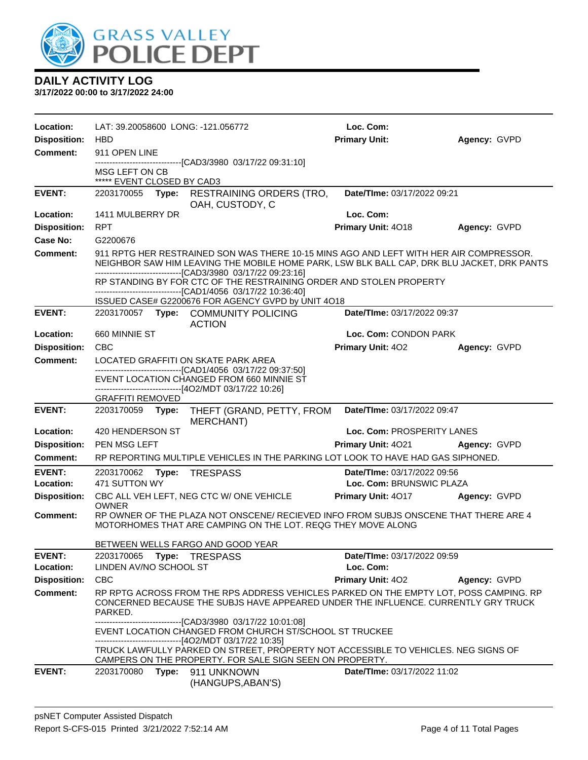# DAILY ACTIVITY LOG

**3/17/2022 00:00 to 3/17/2022 24:00**

| | | | |
|---|---|---|---|
| **Location:** | LAT: 39.20058600 LONG: -121.056772 | **Loc. Com:** | |
| **Disposition:** | HBD | **Primary Unit:** | **Agency:** GVPD |
| **Comment:** | 911 OPEN LINE<br>------------------------------[CAD3/3980 03/17/22 09:31:10]<br>MSG LEFT ON CB<br>***** EVENT CLOSED BY CAD3 | | |
| **EVENT:** | 2203170055 **Type:** RESTRAINING ORDERS (TRO, OAH, CUSTODY, C | **Date/TIme:** 03/17/2022 09:21 | |
| **Location:** | 1411 MULBERRY DR | **Loc. Com:** | |
| **Disposition:** | RPT | **Primary Unit:** 4O18 | **Agency:** GVPD |
| **Case No:** | G2200676 | | |
| **Comment:** | 911 RPTG HER RESTRAINED SON WAS THERE 10-15 MINS AGO AND LEFT WITH HER AIR COMPRESSOR. NEIGHBOR SAW HIM LEAVING THE MOBILE HOME PARK, LSW BLK BALL CAP, DRK BLU JACKET, DRK PANTS<br>------------------------------[CAD3/3980 03/17/22 09:23:16]<br>RP STANDING BY FOR CTC OF THE RESTRAINING ORDER AND STOLEN PROPERTY<br>------------------------------[CAD1/4056 03/17/22 10:36:40]<br>ISSUED CASE# G2200676 FOR AGENCY GVPD by UNIT 4O18 | | |
| **EVENT:** | 2203170057 **Type:** COMMUNITY POLICING ACTION | **Date/TIme:** 03/17/2022 09:37 | |
| **Location:** | 660 MINNIE ST | **Loc. Com:** CONDON PARK | |
| **Disposition:** | CBC | **Primary Unit:** 4O2 | **Agency:** GVPD |
| **Comment:** | LOCATED GRAFFITI ON SKATE PARK AREA<br>------------------------------[CAD1/4056 03/17/22 09:37:50]<br>EVENT LOCATION CHANGED FROM 660 MINNIE ST<br>------------------------------[4O2/MDT 03/17/22 10:26]<br>GRAFFITI REMOVED | | |
| **EVENT:** | 2203170059 **Type:** THEFT (GRAND, PETTY, FROM MERCHANT) | **Date/TIme:** 03/17/2022 09:47 | |
| **Location:** | 420 HENDERSON ST | **Loc. Com:** PROSPERITY LANES | |
| **Disposition:** | PEN MSG LEFT | **Primary Unit:** 4O21 | **Agency:** GVPD |
| **Comment:** | RP REPORTING MULTIPLE VEHICLES IN THE PARKING LOT LOOK TO HAVE HAD GAS SIPHONED. | | |
| **EVENT:** | 2203170062 **Type:** TRESPASS | **Date/TIme:** 03/17/2022 09:56 | |
| **Location:** | 471 SUTTON WY | **Loc. Com:** BRUNSWIC PLAZA | |
| **Disposition:** | CBC ALL VEH LEFT, NEG CTC W/ ONE VEHICLE OWNER | **Primary Unit:** 4O17 | **Agency:** GVPD |
| **Comment:** | RP OWNER OF THE PLAZA NOT ONSCENE/ RECIEVED INFO FROM SUBJS ONSCENE THAT THERE ARE 4 MOTORHOMES THAT ARE CAMPING ON THE LOT. REQG THEY MOVE ALONG<br><br>BETWEEN WELLS FARGO AND GOOD YEAR | | |
| **EVENT:** | 2203170065 **Type:** TRESPASS | **Date/TIme:** 03/17/2022 09:59 | |
| **Location:** | LINDEN AV/NO SCHOOL ST | **Loc. Com:** | |
| **Disposition:** | CBC | **Primary Unit:** 4O2 | **Agency:** GVPD |
| **Comment:** | RP RPTG ACROSS FROM THE RPS ADDRESS VEHICLES PARKED ON THE EMPTY LOT, POSS CAMPING. RP CONCERNED BECAUSE THE SUBJS HAVE APPEARED UNDER THE INFLUENCE. CURRENTLY GRY TRUCK PARKED.<br>------------------------------[CAD3/3980 03/17/22 10:01:08]<br>EVENT LOCATION CHANGED FROM CHURCH ST/SCHOOL ST TRUCKEE<br>------------------------------[4O2/MDT 03/17/22 10:35]<br>TRUCK LAWFULLY PARKED ON STREET, PROPERTY NOT ACCESSIBLE TO VEHICLES. NEG SIGNS OF CAMPERS ON THE PROPERTY. FOR SALE SIGN SEEN ON PROPERTY. | | |
| **EVENT:** | 2203170080 **Type:** 911 UNKNOWN (HANGUPS,ABAN'S) | **Date/TIme:** 03/17/2022 11:02 | |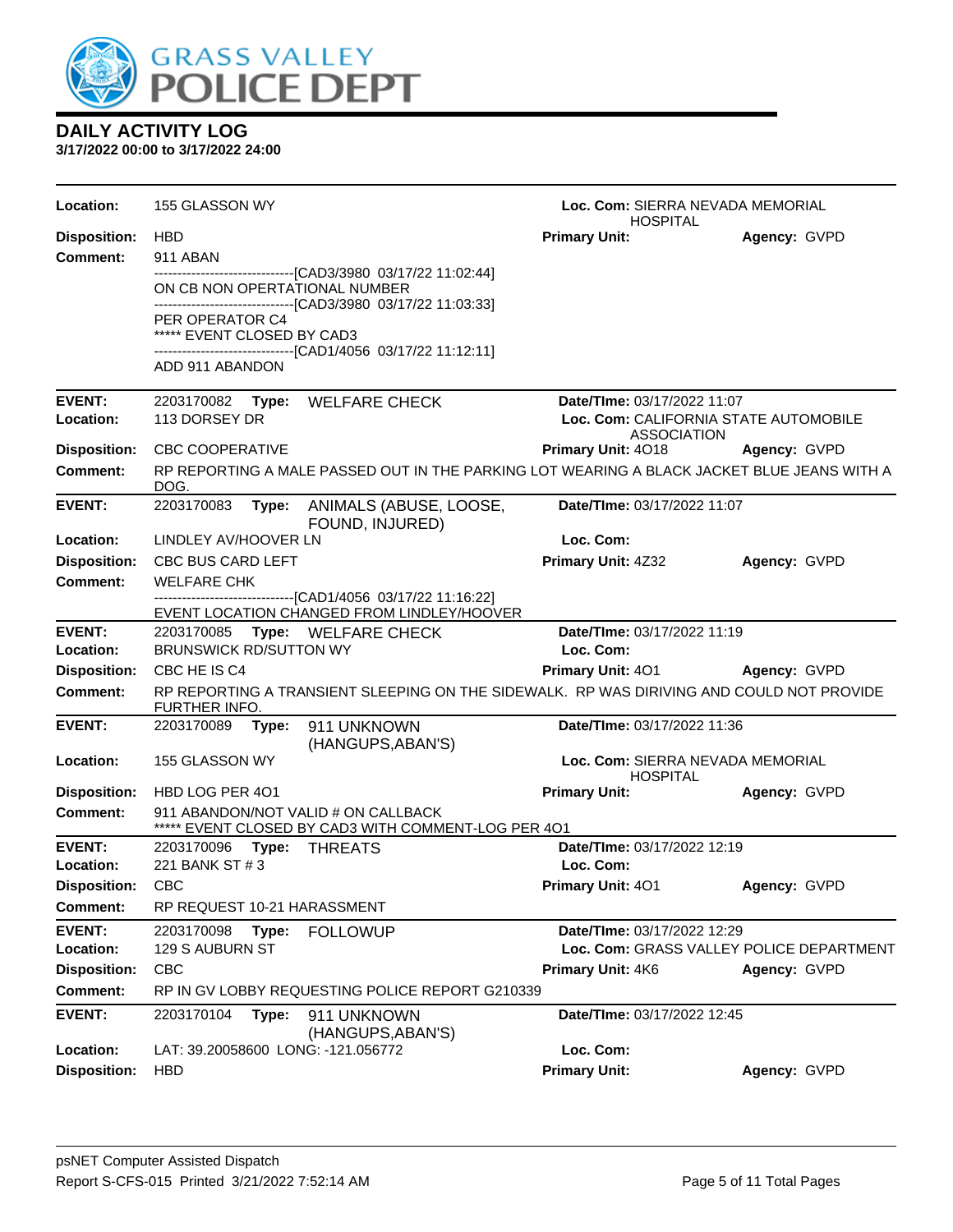GRASS VALLEY POLICE DEPT

## DAILY ACTIVITY LOG

**3/17/2022 00:00 to 3/17/2022 24:00**

---

**Location:** 155 GLASSON WY **Loc. Com:** SIERRA NEVADA MEMORIAL HOSPITAL
**Disposition:** HBD **Primary Unit:** **Agency:** GVPD
**Comment:** 911 ABAN
------------------------------[CAD3/3980 03/17/22 11:02:44]
ON CB NON OPERTATIONAL NUMBER
------------------------------[CAD3/3980 03/17/22 11:03:33]
PER OPERATOR C4
***** EVENT CLOSED BY CAD3
------------------------------[CAD1/4056 03/17/22 11:12:11]
ADD 911 ABANDON

---

**EVENT:** 2203170082 **Type:** WELFARE CHECK **Date/TIme:** 03/17/2022 11:07
**Location:** 113 DORSEY DR **Loc. Com:** CALIFORNIA STATE AUTOMOBILE ASSOCIATION
**Disposition:** CBC COOPERATIVE **Primary Unit:** 4O18 **Agency:** GVPD
**Comment:** RP REPORTING A MALE PASSED OUT IN THE PARKING LOT WEARING A BLACK JACKET BLUE JEANS WITH A DOG.

---

**EVENT:** 2203170083 **Type:** ANIMALS (ABUSE, LOOSE, FOUND, INJURED) **Date/TIme:** 03/17/2022 11:07
**Location:** LINDLEY AV/HOOVER LN **Loc. Com:**
**Disposition:** CBC BUS CARD LEFT **Primary Unit:** 4Z32 **Agency:** GVPD
**Comment:** WELFARE CHK
------------------------------[CAD1/4056 03/17/22 11:16:22]
EVENT LOCATION CHANGED FROM LINDLEY/HOOVER

---

**EVENT:** 2203170085 **Type:** WELFARE CHECK **Date/TIme:** 03/17/2022 11:19
**Location:** BRUNSWICK RD/SUTTON WY **Loc. Com:**
**Disposition:** CBC HE IS C4 **Primary Unit:** 4O1 **Agency:** GVPD
**Comment:** RP REPORTING A TRANSIENT SLEEPING ON THE SIDEWALK. RP WAS DIRIVING AND COULD NOT PROVIDE FURTHER INFO.

---

**EVENT:** 2203170089 **Type:** 911 UNKNOWN (HANGUPS,ABAN'S) **Date/TIme:** 03/17/2022 11:36
**Location:** 155 GLASSON WY **Loc. Com:** SIERRA NEVADA MEMORIAL HOSPITAL
**Disposition:** HBD LOG PER 4O1 **Primary Unit:** **Agency:** GVPD
**Comment:** 911 ABANDON/NOT VALID # ON CALLBACK
***** EVENT CLOSED BY CAD3 WITH COMMENT-LOG PER 4O1

---

**EVENT:** 2203170096 **Type:** THREATS **Date/TIme:** 03/17/2022 12:19
**Location:** 221 BANK ST # 3 **Loc. Com:**
**Disposition:** CBC **Primary Unit:** 4O1 **Agency:** GVPD
**Comment:** RP REQUEST 10-21 HARASSMENT

---

**EVENT:** 2203170098 **Type:** FOLLOWUP **Date/TIme:** 03/17/2022 12:29
**Location:** 129 S AUBURN ST **Loc. Com:** GRASS VALLEY POLICE DEPARTMENT
**Disposition:** CBC **Primary Unit:** 4K6 **Agency:** GVPD
**Comment:** RP IN GV LOBBY REQUESTING POLICE REPORT G210339

---

**EVENT:** 2203170104 **Type:** 911 UNKNOWN (HANGUPS,ABAN'S) **Date/TIme:** 03/17/2022 12:45
**Location:** LAT: 39.20058600 LONG: -121.056772 **Loc. Com:**
**Disposition:** HBD **Primary Unit:** **Agency:** GVPD

---

psNET Computer Assisted Dispatch
Report S-CFS-015 Printed 3/21/2022 7:52:14 AM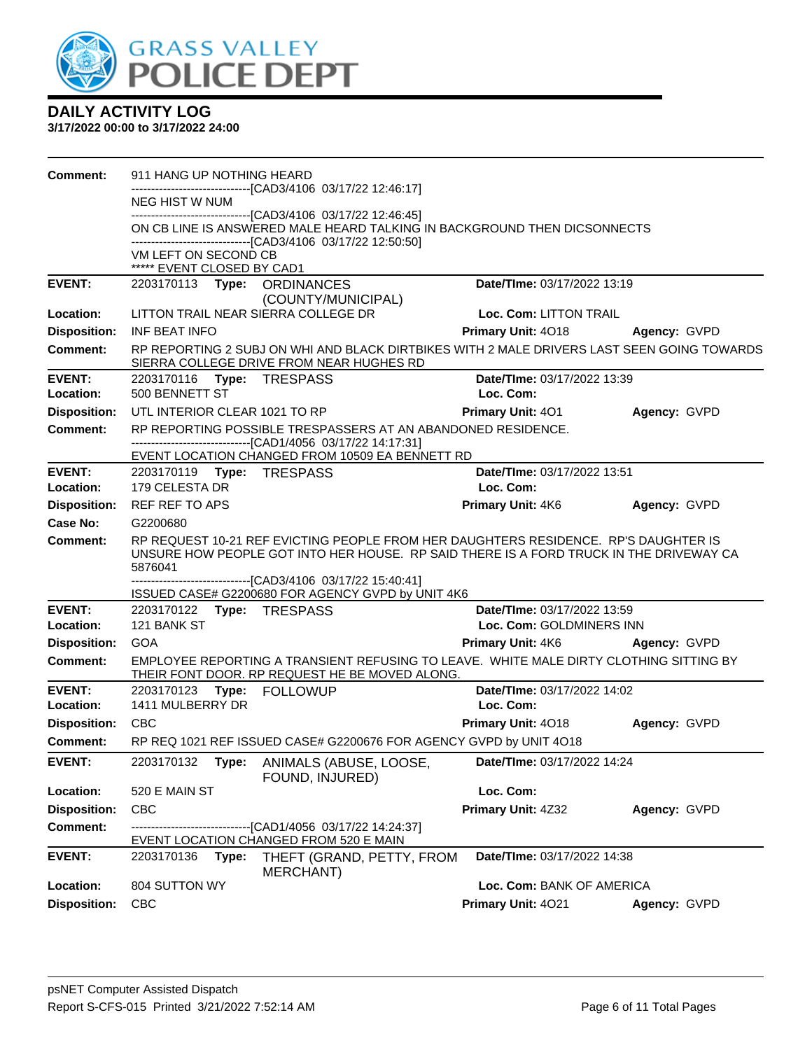# DAILY ACTIVITY LOG

**3/17/2022 00:00 to 3/17/2022 24:00**

**Comment:** 911 HANG UP NOTHING HEARD
------------------------------[CAD3/4106 03/17/22 12:46:17]
NEG HIST W NUM
------------------------------[CAD3/4106 03/17/22 12:46:45]
ON CB LINE IS ANSWERED MALE HEARD TALKING IN BACKGROUND THEN DICSONNECTS
------------------------------[CAD3/4106 03/17/22 12:50:50]
VM LEFT ON SECOND CB
***** EVENT CLOSED BY CAD1

---

**EVENT:** 2203170113 **Type:** ORDINANCES (COUNTY/MUNICIPAL) **Date/TIme:** 03/17/2022 13:19
**Location:** LITTON TRAIL NEAR SIERRA COLLEGE DR **Loc. Com:** LITTON TRAIL
**Disposition:** INF BEAT INFO **Primary Unit:** 4O18 **Agency:** GVPD
**Comment:** RP REPORTING 2 SUBJ ON WHI AND BLACK DIRTBIKES WITH 2 MALE DRIVERS LAST SEEN GOING TOWARDS SIERRA COLLEGE DRIVE FROM NEAR HUGHES RD

---

**EVENT:** 2203170116 **Type:** TRESPASS **Date/TIme:** 03/17/2022 13:39
**Location:** 500 BENNETT ST **Loc. Com:**
**Disposition:** UTL INTERIOR CLEAR 1021 TO RP **Primary Unit:** 4O1 **Agency:** GVPD
**Comment:** RP REPORTING POSSIBLE TRESPASSERS AT AN ABANDONED RESIDENCE.
------------------------------[CAD1/4056 03/17/22 14:17:31]
EVENT LOCATION CHANGED FROM 10509 EA BENNETT RD

---

**EVENT:** 2203170119 **Type:** TRESPASS **Date/TIme:** 03/17/2022 13:51
**Location:** 179 CELESTA DR **Loc. Com:**
**Disposition:** REF REF TO APS **Primary Unit:** 4K6 **Agency:** GVPD
**Case No:** G2200680
**Comment:** RP REQUEST 10-21 REF EVICTING PEOPLE FROM HER DAUGHTERS RESIDENCE. RP'S DAUGHTER IS UNSURE HOW PEOPLE GOT INTO HER HOUSE. RP SAID THERE IS A FORD TRUCK IN THE DRIVEWAY CA 5876041
------------------------------[CAD3/4106 03/17/22 15:40:41]
ISSUED CASE# G2200680 FOR AGENCY GVPD by UNIT 4K6

---

**EVENT:** 2203170122 **Type:** TRESPASS **Date/TIme:** 03/17/2022 13:59
**Location:** 121 BANK ST **Loc. Com:** GOLDMINERS INN
**Disposition:** GOA **Primary Unit:** 4K6 **Agency:** GVPD
**Comment:** EMPLOYEE REPORTING A TRANSIENT REFUSING TO LEAVE. WHITE MALE DIRTY CLOTHING SITTING BY THEIR FONT DOOR. RP REQUEST HE BE MOVED ALONG.

---

**EVENT:** 2203170123 **Type:** FOLLOWUP **Date/TIme:** 03/17/2022 14:02
**Location:** 1411 MULBERRY DR **Loc. Com:**
**Disposition:** CBC **Primary Unit:** 4O18 **Agency:** GVPD
**Comment:** RP REQ 1021 REF ISSUED CASE# G2200676 FOR AGENCY GVPD by UNIT 4O18

---

**EVENT:** 2203170132 **Type:** ANIMALS (ABUSE, LOOSE, FOUND, INJURED) **Date/TIme:** 03/17/2022 14:24
**Location:** 520 E MAIN ST **Loc. Com:**
**Disposition:** CBC **Primary Unit:** 4Z32 **Agency:** GVPD
**Comment:** ------------------------------[CAD1/4056 03/17/22 14:24:37]
EVENT LOCATION CHANGED FROM 520 E MAIN

---

**EVENT:** 2203170136 **Type:** THEFT (GRAND, PETTY, FROM MERCHANT) **Date/TIme:** 03/17/2022 14:38
**Location:** 804 SUTTON WY **Loc. Com:** BANK OF AMERICA
**Disposition:** CBC **Primary Unit:** 4O21 **Agency:** GVPD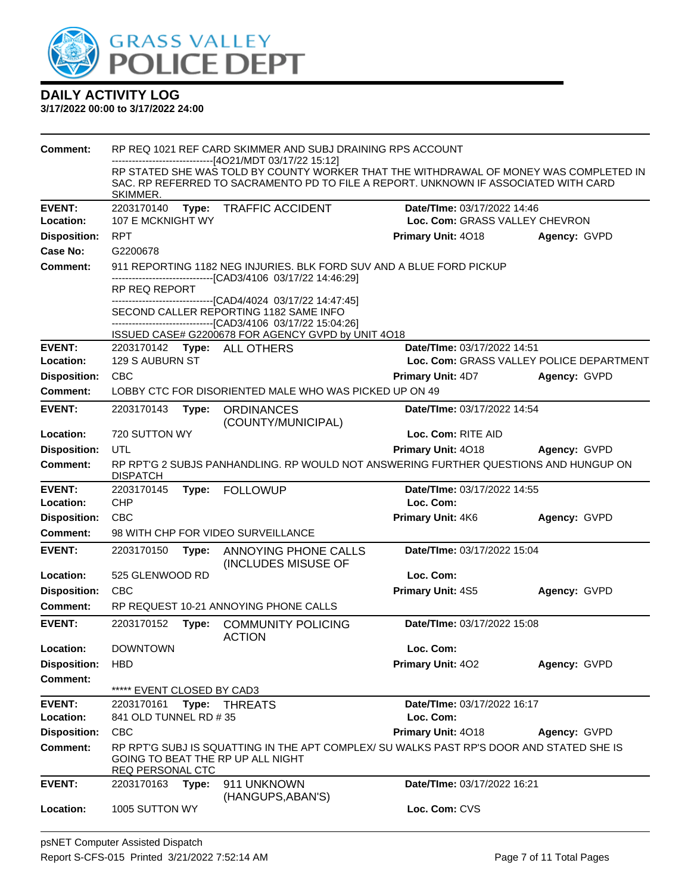# GRASS VALLEY POLICE DEPT

## DAILY ACTIVITY LOG

**3/17/2022 00:00 to 3/17/2022 24:00**

**Comment:** RP REQ 1021 REF CARD SKIMMER AND SUBJ DRAINING RPS ACCOUNT
------------------------------[4O21/MDT 03/17/22 15:12]
RP STATED SHE WAS TOLD BY COUNTY WORKER THAT THE WITHDRAWAL OF MONEY WAS COMPLETED IN SAC. RP REFERRED TO SACRAMENTO PD TO FILE A REPORT. UNKNOWN IF ASSOCIATED WITH CARD SKIMMER.

---

**EVENT:** 2203170140 **Type:** TRAFFIC ACCIDENT **Date/TIme:** 03/17/2022 14:46
**Location:** 107 E MCKNIGHT WY **Loc. Com:** GRASS VALLEY CHEVRON
**Disposition:** RPT **Primary Unit:** 4O18 **Agency:** GVPD
**Case No:** G2200678
**Comment:** 911 REPORTING 1182 NEG INJURIES. BLK FORD SUV AND A BLUE FORD PICKUP
------------------------------[CAD3/4106 03/17/22 14:46:29]
RP REQ REPORT
------------------------------[CAD4/4024 03/17/22 14:47:45]
SECOND CALLER REPORTING 1182 SAME INFO
------------------------------[CAD3/4106 03/17/22 15:04:26]
ISSUED CASE# G2200678 FOR AGENCY GVPD by UNIT 4O18

---

**EVENT:** 2203170142 **Type:** ALL OTHERS **Date/TIme:** 03/17/2022 14:51
**Location:** 129 S AUBURN ST **Loc. Com:** GRASS VALLEY POLICE DEPARTMENT
**Disposition:** CBC **Primary Unit:** 4D7 **Agency:** GVPD
**Comment:** LOBBY CTC FOR DISORIENTED MALE WHO WAS PICKED UP ON 49

---

**EVENT:** 2203170143 **Type:** ORDINANCES (COUNTY/MUNICIPAL) **Date/TIme:** 03/17/2022 14:54
**Location:** 720 SUTTON WY **Loc. Com:** RITE AID
**Disposition:** UTL **Primary Unit:** 4O18 **Agency:** GVPD
**Comment:** RP RPT'G 2 SUBJS PANHANDLING. RP WOULD NOT ANSWERING FURTHER QUESTIONS AND HUNGUP ON DISPATCH

---

**EVENT:** 2203170145 **Type:** FOLLOWUP **Date/TIme:** 03/17/2022 14:55
**Location:** CHP **Loc. Com:**
**Disposition:** CBC **Primary Unit:** 4K6 **Agency:** GVPD
**Comment:** 98 WITH CHP FOR VIDEO SURVEILLANCE

---

**EVENT:** 2203170150 **Type:** ANNOYING PHONE CALLS (INCLUDES MISUSE OF **Date/TIme:** 03/17/2022 15:04
**Location:** 525 GLENWOOD RD **Loc. Com:**
**Disposition:** CBC **Primary Unit:** 4S5 **Agency:** GVPD
**Comment:** RP REQUEST 10-21 ANNOYING PHONE CALLS

---

**EVENT:** 2203170152 **Type:** COMMUNITY POLICING ACTION **Date/TIme:** 03/17/2022 15:08
**Location:** DOWNTOWN **Loc. Com:**
**Disposition:** HBD **Primary Unit:** 4O2 **Agency:** GVPD
**Comment:**
***** EVENT CLOSED BY CAD3

---

**EVENT:** 2203170161 **Type:** THREATS **Date/TIme:** 03/17/2022 16:17
**Location:** 841 OLD TUNNEL RD # 35 **Loc. Com:**
**Disposition:** CBC **Primary Unit:** 4O18 **Agency:** GVPD
**Comment:** RP RPT'G SUBJ IS SQUATTING IN THE APT COMPLEX/ SU WALKS PAST RP'S DOOR AND STATED SHE IS GOING TO BEAT THE RP UP ALL NIGHT
REQ PERSONAL CTC

---

**EVENT:** 2203170163 **Type:** 911 UNKNOWN (HANGUPS,ABAN'S) **Date/TIme:** 03/17/2022 16:21
**Location:** 1005 SUTTON WY **Loc. Com:** CVS

psNET Computer Assisted Dispatch
Report S-CFS-015 Printed 3/21/2022 7:52:14 AM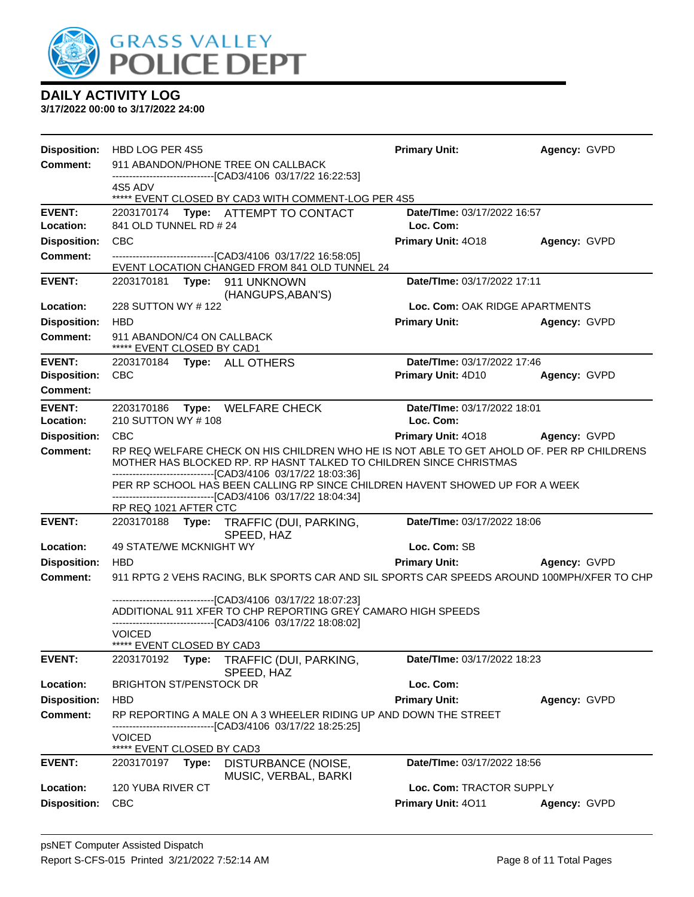# DAILY ACTIVITY LOG

**3/17/2022 00:00 to 3/17/2022 24:00**

**Disposition:** HBD LOG PER 4S5 **Primary Unit:** **Agency:** GVPD

**Comment:** 911 ABANDON/PHONE TREE ON CALLBACK

------------------------------[CAD3/4106 03/17/22 16:22:53]

4S5 ADV

***** EVENT CLOSED BY CAD3 WITH COMMENT-LOG PER 4S5

---

**EVENT:** 2203170174 **Type:** ATTEMPT TO CONTACT **Date/TIme:** 03/17/2022 16:57

**Location:** 841 OLD TUNNEL RD # 24 **Loc. Com:**

**Disposition:** CBC **Primary Unit:** 4O18 **Agency:** GVPD

**Comment:** ------------------------------[CAD3/4106 03/17/22 16:58:05]

EVENT LOCATION CHANGED FROM 841 OLD TUNNEL 24

---

**EVENT:** 2203170181 **Type:** 911 UNKNOWN (HANGUPS,ABAN'S) **Date/TIme:** 03/17/2022 17:11

**Location:** 228 SUTTON WY # 122 **Loc. Com:** OAK RIDGE APARTMENTS

**Disposition:** HBD **Primary Unit:** **Agency:** GVPD

**Comment:** 911 ABANDON/C4 ON CALLBACK

***** EVENT CLOSED BY CAD1

---

**EVENT:** 2203170184 **Type:** ALL OTHERS **Date/TIme:** 03/17/2022 17:46

**Disposition:** CBC **Primary Unit:** 4D10 **Agency:** GVPD

**Comment:**

---

**EVENT:** 2203170186 **Type:** WELFARE CHECK **Date/TIme:** 03/17/2022 18:01

**Location:** 210 SUTTON WY # 108 **Loc. Com:**

**Disposition:** CBC **Primary Unit:** 4O18 **Agency:** GVPD

**Comment:** RP REQ WELFARE CHECK ON HIS CHILDREN WHO HE IS NOT ABLE TO GET AHOLD OF. PER RP CHILDRENS MOTHER HAS BLOCKED RP. RP HASNT TALKED TO CHILDREN SINCE CHRISTMAS

------------------------------[CAD3/4106 03/17/22 18:03:36]

PER RP SCHOOL HAS BEEN CALLING RP SINCE CHILDREN HAVENT SHOWED UP FOR A WEEK

------------------------------[CAD3/4106 03/17/22 18:04:34]

RP REQ 1021 AFTER CTC

---

**EVENT:** 2203170188 **Type:** TRAFFIC (DUI, PARKING, SPEED, HAZ **Date/TIme:** 03/17/2022 18:06

**Location:** 49 STATE/WE MCKNIGHT WY **Loc. Com:** SB

**Disposition:** HBD **Primary Unit:** **Agency:** GVPD

**Comment:** 911 RPTG 2 VEHS RACING, BLK SPORTS CAR AND SIL SPORTS CAR SPEEDS AROUND 100MPH/XFER TO CHP

------------------------------[CAD3/4106 03/17/22 18:07:23]

ADDITIONAL 911 XFER TO CHP REPORTING GREY CAMARO HIGH SPEEDS

------------------------------[CAD3/4106 03/17/22 18:08:02]

VOICED

***** EVENT CLOSED BY CAD3

---

**EVENT:** 2203170192 **Type:** TRAFFIC (DUI, PARKING, SPEED, HAZ **Date/TIme:** 03/17/2022 18:23

**Location:** BRIGHTON ST/PENSTOCK DR **Loc. Com:**

**Disposition:** HBD **Primary Unit:** **Agency:** GVPD

**Comment:** RP REPORTING A MALE ON A 3 WHEELER RIDING UP AND DOWN THE STREET

------------------------------[CAD3/4106 03/17/22 18:25:25]

VOICED

***** EVENT CLOSED BY CAD3

---

**EVENT:** 2203170197 **Type:** DISTURBANCE (NOISE, MUSIC, VERBAL, BARKI **Date/TIme:** 03/17/2022 18:56

**Location:** 120 YUBA RIVER CT **Loc. Com:** TRACTOR SUPPLY

**Disposition:** CBC **Primary Unit:** 4O11 **Agency:** GVPD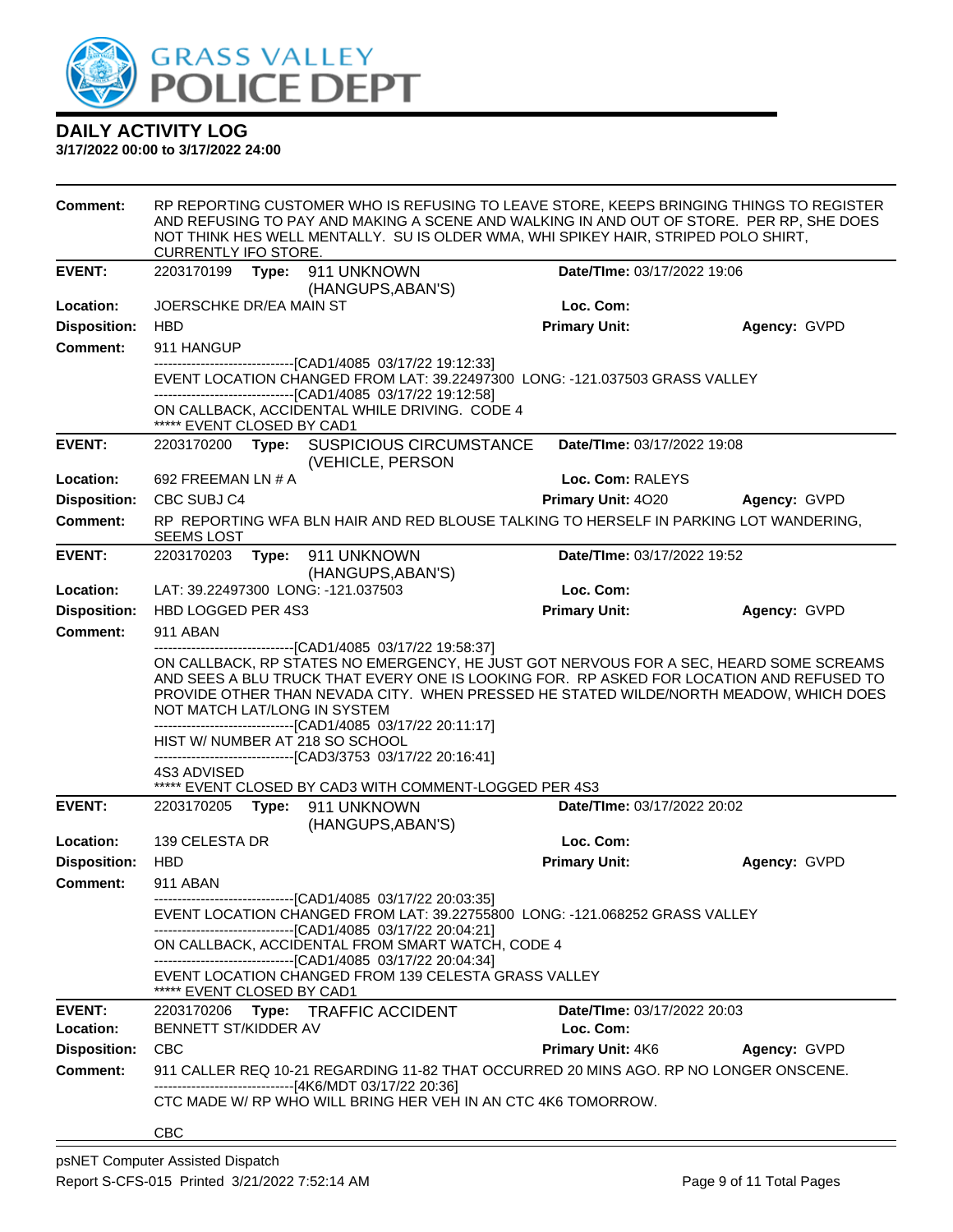# DAILY ACTIVITY LOG

**3/17/2022 00:00 to 3/17/2022 24:00**

**Comment:** RP REPORTING CUSTOMER WHO IS REFUSING TO LEAVE STORE, KEEPS BRINGING THINGS TO REGISTER AND REFUSING TO PAY AND MAKING A SCENE AND WALKING IN AND OUT OF STORE. PER RP, SHE DOES NOT THINK HES WELL MENTALLY. SU IS OLDER WMA, WHI SPIKEY HAIR, STRIPED POLO SHIRT, CURRENTLY IFO STORE.

---

| | | | |
|---|---|---|---|
| **EVENT:** | 2203170199 **Type:** 911 UNKNOWN (HANGUPS,ABAN'S) | **Date/TIme:** 03/17/2022 19:06 | |
| **Location:** | JOERSCHKE DR/EA MAIN ST | **Loc. Com:** | |
| **Disposition:** | HBD | **Primary Unit:** | **Agency:** GVPD |

**Comment:** 911 HANGUP

------------------------------[CAD1/4085 03/17/22 19:12:33]
EVENT LOCATION CHANGED FROM LAT: 39.22497300 LONG: -121.037503 GRASS VALLEY
------------------------------[CAD1/4085 03/17/22 19:12:58]
ON CALLBACK, ACCIDENTAL WHILE DRIVING. CODE 4
***** EVENT CLOSED BY CAD1

---

| | | | |
|---|---|---|---|
| **EVENT:** | 2203170200 **Type:** SUSPICIOUS CIRCUMSTANCE (VEHICLE, PERSON | **Date/TIme:** 03/17/2022 19:08 | |
| **Location:** | 692 FREEMAN LN # A | **Loc. Com:** RALEYS | |
| **Disposition:** | CBC SUBJ C4 | **Primary Unit:** 4O20 | **Agency:** GVPD |

**Comment:** RP REPORTING WFA BLN HAIR AND RED BLOUSE TALKING TO HERSELF IN PARKING LOT WANDERING, SEEMS LOST

---

| | | | |
|---|---|---|---|
| **EVENT:** | 2203170203 **Type:** 911 UNKNOWN (HANGUPS,ABAN'S) | **Date/TIme:** 03/17/2022 19:52 | |
| **Location:** | LAT: 39.22497300 LONG: -121.037503 | **Loc. Com:** | |
| **Disposition:** | HBD LOGGED PER 4S3 | **Primary Unit:** | **Agency:** GVPD |

**Comment:** 911 ABAN

------------------------------[CAD1/4085 03/17/22 19:58:37]
ON CALLBACK, RP STATES NO EMERGENCY, HE JUST GOT NERVOUS FOR A SEC, HEARD SOME SCREAMS AND SEES A BLU TRUCK THAT EVERY ONE IS LOOKING FOR. RP ASKED FOR LOCATION AND REFUSED TO PROVIDE OTHER THAN NEVADA CITY. WHEN PRESSED HE STATED WILDE/NORTH MEADOW, WHICH DOES NOT MATCH LAT/LONG IN SYSTEM
------------------------------[CAD1/4085 03/17/22 20:11:17]
HIST W/ NUMBER AT 218 SO SCHOOL
------------------------------[CAD3/3753 03/17/22 20:16:41]
4S3 ADVISED
***** EVENT CLOSED BY CAD3 WITH COMMENT-LOGGED PER 4S3

---

| | | | |
|---|---|---|---|
| **EVENT:** | 2203170205 **Type:** 911 UNKNOWN (HANGUPS,ABAN'S) | **Date/TIme:** 03/17/2022 20:02 | |
| **Location:** | 139 CELESTA DR | **Loc. Com:** | |
| **Disposition:** | HBD | **Primary Unit:** | **Agency:** GVPD |

**Comment:** 911 ABAN

------------------------------[CAD1/4085 03/17/22 20:03:35]
EVENT LOCATION CHANGED FROM LAT: 39.22755800 LONG: -121.068252 GRASS VALLEY
------------------------------[CAD1/4085 03/17/22 20:04:21]
ON CALLBACK, ACCIDENTAL FROM SMART WATCH, CODE 4
------------------------------[CAD1/4085 03/17/22 20:04:34]
EVENT LOCATION CHANGED FROM 139 CELESTA GRASS VALLEY
***** EVENT CLOSED BY CAD1

---

| | | | |
|---|---|---|---|
| **EVENT:** | 2203170206 **Type:** TRAFFIC ACCIDENT | **Date/TIme:** 03/17/2022 20:03 | |
| **Location:** | BENNETT ST/KIDDER AV | **Loc. Com:** | |
| **Disposition:** | CBC | **Primary Unit:** 4K6 | **Agency:** GVPD |

**Comment:** 911 CALLER REQ 10-21 REGARDING 11-82 THAT OCCURRED 20 MINS AGO. RP NO LONGER ONSCENE.

------------------------------[4K6/MDT 03/17/22 20:36]
CTC MADE W/ RP WHO WILL BRING HER VEH IN AN CTC 4K6 TOMORROW.

CBC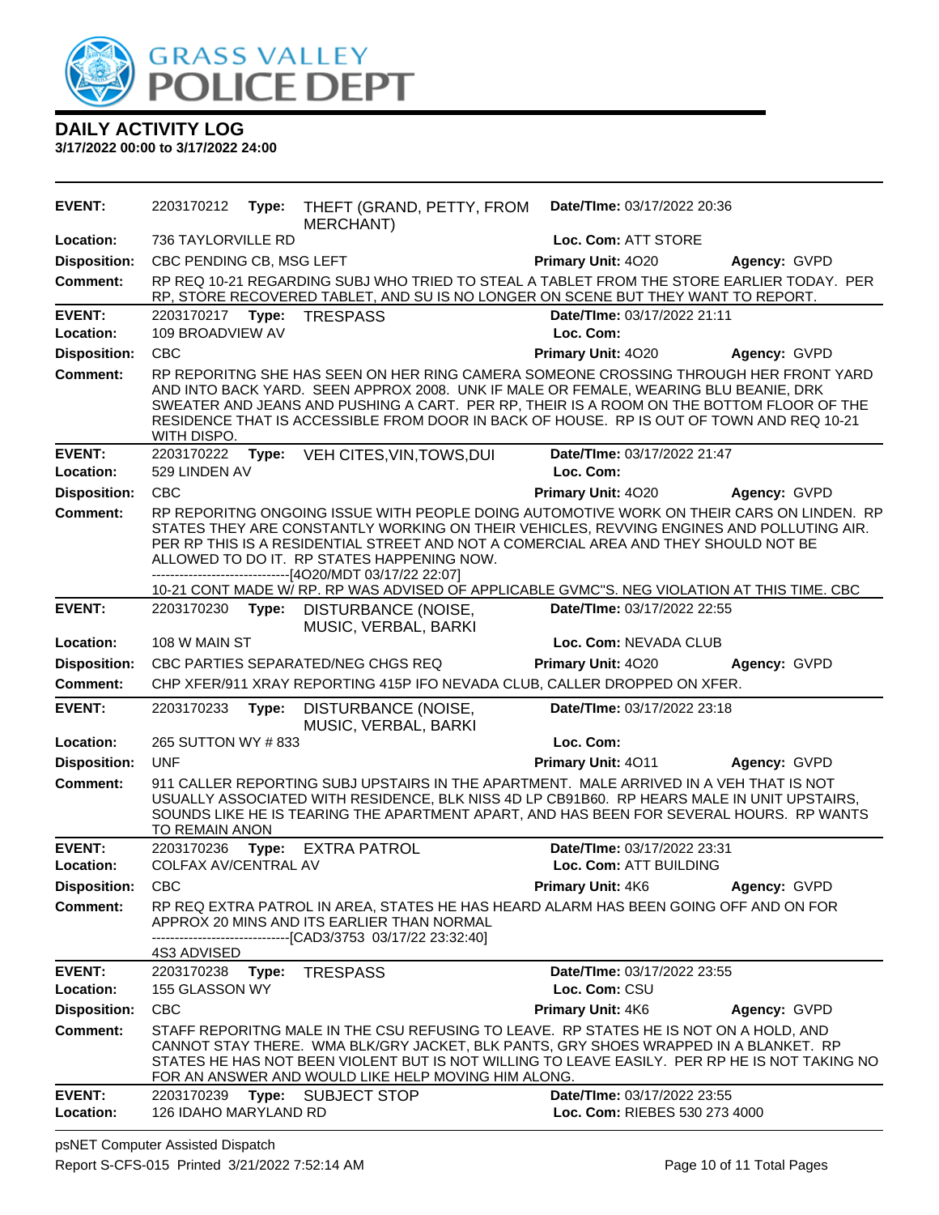# GRASS VALLEY POLICE DEPT

## DAILY ACTIVITY LOG

**3/17/2022 00:00 to 3/17/2022 24:00**

| | | | |
|---|---|---|---|
| **EVENT:** 2203170212 **Type:** THEFT (GRAND, PETTY, FROM MERCHANT) | **Date/TIme:** 03/17/2022 20:36 | | |
| **Location:** 736 TAYLORVILLE RD | **Loc. Com:** ATT STORE | | |
| **Disposition:** CBC PENDING CB, MSG LEFT | **Primary Unit:** 4O20 | **Agency:** GVPD | |

**Comment:** RP REQ 10-21 REGARDING SUBJ WHO TRIED TO STEAL A TABLET FROM THE STORE EARLIER TODAY. PER RP, STORE RECOVERED TABLET, AND SU IS NO LONGER ON SCENE BUT THEY WANT TO REPORT.

| | | | |
|---|---|---|---|
| **EVENT:** 2203170217 **Type:** TRESPASS | **Date/TIme:** 03/17/2022 21:11 | | |
| **Location:** 109 BROADVIEW AV | **Loc. Com:** | | |
| **Disposition:** CBC | **Primary Unit:** 4O20 | **Agency:** GVPD | |

**Comment:** RP REPORITNG SHE HAS SEEN ON HER RING CAMERA SOMEONE CROSSING THROUGH HER FRONT YARD AND INTO BACK YARD. SEEN APPROX 2008. UNK IF MALE OR FEMALE, WEARING BLU BEANIE, DRK SWEATER AND JEANS AND PUSHING A CART. PER RP, THEIR IS A ROOM ON THE BOTTOM FLOOR OF THE RESIDENCE THAT IS ACCESSIBLE FROM DOOR IN BACK OF HOUSE. RP IS OUT OF TOWN AND REQ 10-21 WITH DISPO.

| | | | |
|---|---|---|---|
| **EVENT:** 2203170222 **Type:** VEH CITES,VIN,TOWS,DUI | **Date/TIme:** 03/17/2022 21:47 | | |
| **Location:** 529 LINDEN AV | **Loc. Com:** | | |
| **Disposition:** CBC | **Primary Unit:** 4O20 | **Agency:** GVPD | |

**Comment:** RP REPORITNG ONGOING ISSUE WITH PEOPLE DOING AUTOMOTIVE WORK ON THEIR CARS ON LINDEN. RP STATES THEY ARE CONSTANTLY WORKING ON THEIR VEHICLES, REVVING ENGINES AND POLLUTING AIR. PER RP THIS IS A RESIDENTIAL STREET AND NOT A COMERCIAL AREA AND THEY SHOULD NOT BE ALLOWED TO DO IT. RP STATES HAPPENING NOW.
------------------------------[4O20/MDT 03/17/22 22:07]
10-21 CONT MADE W/ RP. RP WAS ADVISED OF APPLICABLE GVMC"S. NEG VIOLATION AT THIS TIME. CBC

| | | | |
|---|---|---|---|
| **EVENT:** 2203170230 **Type:** DISTURBANCE (NOISE, MUSIC, VERBAL, BARKI | **Date/TIme:** 03/17/2022 22:55 | | |
| **Location:** 108 W MAIN ST | **Loc. Com:** NEVADA CLUB | | |
| **Disposition:** CBC PARTIES SEPARATED/NEG CHGS REQ | **Primary Unit:** 4O20 | **Agency:** GVPD | |

**Comment:** CHP XFER/911 XRAY REPORTING 415P IFO NEVADA CLUB, CALLER DROPPED ON XFER.

| | | | |
|---|---|---|---|
| **EVENT:** 2203170233 **Type:** DISTURBANCE (NOISE, MUSIC, VERBAL, BARKI | **Date/TIme:** 03/17/2022 23:18 | | |
| **Location:** 265 SUTTON WY # 833 | **Loc. Com:** | | |
| **Disposition:** UNF | **Primary Unit:** 4O11 | **Agency:** GVPD | |

**Comment:** 911 CALLER REPORTING SUBJ UPSTAIRS IN THE APARTMENT. MALE ARRIVED IN A VEH THAT IS NOT USUALLY ASSOCIATED WITH RESIDENCE, BLK NISS 4D LP CB91B60. RP HEARS MALE IN UNIT UPSTAIRS, SOUNDS LIKE HE IS TEARING THE APARTMENT APART, AND HAS BEEN FOR SEVERAL HOURS. RP WANTS TO REMAIN ANON

| | | | |
|---|---|---|---|
| **EVENT:** 2203170236 **Type:** EXTRA PATROL | **Date/TIme:** 03/17/2022 23:31 | | |
| **Location:** COLFAX AV/CENTRAL AV | **Loc. Com:** ATT BUILDING | | |
| **Disposition:** CBC | **Primary Unit:** 4K6 | **Agency:** GVPD | |

**Comment:** RP REQ EXTRA PATROL IN AREA, STATES HE HAS HEARD ALARM HAS BEEN GOING OFF AND ON FOR APPROX 20 MINS AND ITS EARLIER THAN NORMAL
------------------------------[CAD3/3753 03/17/22 23:32:40]
4S3 ADVISED

| | | | |
|---|---|---|---|
| **EVENT:** 2203170238 **Type:** TRESPASS | **Date/TIme:** 03/17/2022 23:55 | | |
| **Location:** 155 GLASSON WY | **Loc. Com:** CSU | | |
| **Disposition:** CBC | **Primary Unit:** 4K6 | **Agency:** GVPD | |

**Comment:** STAFF REPORITNG MALE IN THE CSU REFUSING TO LEAVE. RP STATES HE IS NOT ON A HOLD, AND CANNOT STAY THERE. WMA BLK/GRY JACKET, BLK PANTS, GRY SHOES WRAPPED IN A BLANKET. RP STATES HE HAS NOT BEEN VIOLENT BUT IS NOT WILLING TO LEAVE EASILY. PER RP HE IS NOT TAKING NO FOR AN ANSWER AND WOULD LIKE HELP MOVING HIM ALONG.

| | |
|---|---|
| **EVENT:** 2203170239 **Type:** SUBJECT STOP | **Date/TIme:** 03/17/2022 23:55 |
| **Location:** 126 IDAHO MARYLAND RD | **Loc. Com:** RIEBES 530 273 4000 |

psNET Computer Assisted Dispatch
Report S-CFS-015 Printed 3/21/2022 7:52:14 AM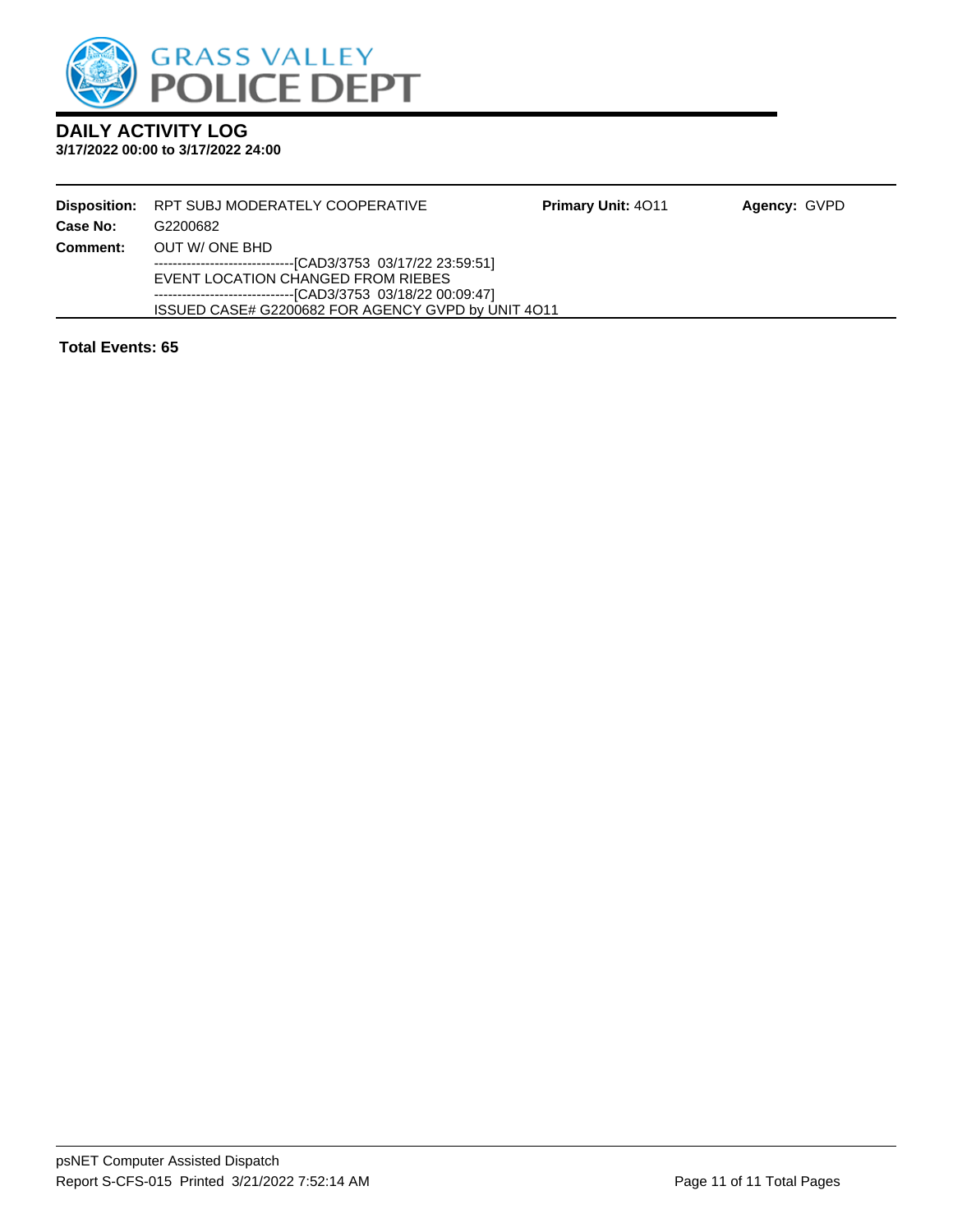# GRASS VALLEY POLICE DEPT

## DAILY ACTIVITY LOG

**3/17/2022 00:00 to 3/17/2022 24:00**

**Disposition:** RPT SUBJ MODERATELY COOPERATIVE **Primary Unit:** 4O11 **Agency:** GVPD

**Case No:** G2200682

**Comment:** OUT W/ ONE BHD
------------------------------[CAD3/3753 03/17/22 23:59:51]
EVENT LOCATION CHANGED FROM RIEBES
------------------------------[CAD3/3753 03/18/22 00:09:47]
ISSUED CASE# G2200682 FOR AGENCY GVPD by UNIT 4O11

**Total Events: 65**

psNET Computer Assisted Dispatch
Report S-CFS-015 Printed 3/21/2022 7:52:14 AM